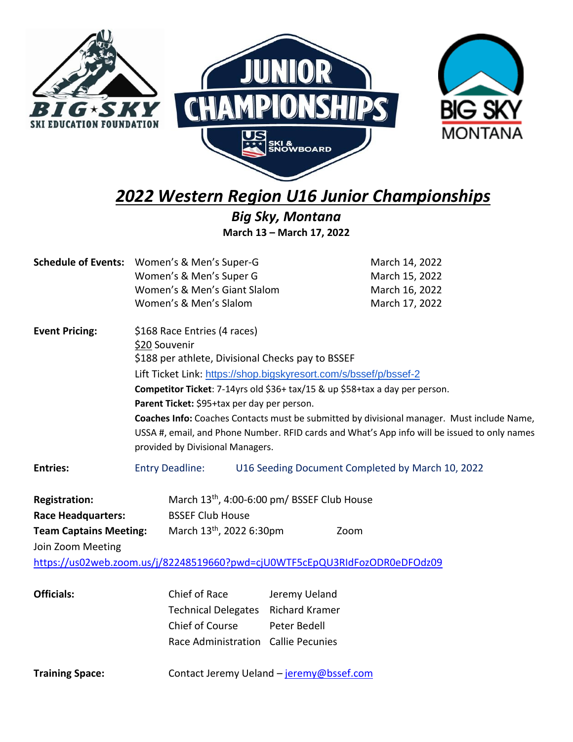# *2022 Western Region U16 Junior Championships*

## *Big Sky, Montana*

**March 13 – March 17, 2022**

| **Schedule of Events:** | Women's & Men's Super-G | March 14, 2022 |
|---|---|---|
| | Women's & Men's Super G | March 15, 2022 |
| | Women's & Men's Giant Slalom | March 16, 2022 |
| | Women's & Men's Slalom | March 17, 2022 |

**Event Pricing:**

$168 Race Entries (4 races)
$20 Souvenir
$188 per athlete, Divisional Checks pay to BSSEF
Lift Ticket Link: https://shop.bigskyresort.com/s/bssef/p/bssef-2
**Competitor Ticket**: 7-14yrs old $36+ tax/15 & up $58+tax a day per person.
**Parent Ticket:** $95+tax per day per person.
**Coaches Info:** Coaches Contacts must be submitted by divisional manager. Must include Name, USSA #, email, and Phone Number. RFID cards and What's App info will be issued to only names provided by Divisional Managers.

**Entries:** Entry Deadline: U16 Seeding Document Completed by March 10, 2022

**Registration:** March 13th, 4:00-6:00 pm/ BSSEF Club House
**Race Headquarters:** BSSEF Club House
**Team Captains Meeting:** March 13th, 2022 6:30pm Zoom

Join Zoom Meeting
https://us02web.zoom.us/j/82248519660?pwd=cjU0WTF5cEpQU3RIdFozODR0eDFOdz09

| **Officials:** | Chief of Race | Jeremy Ueland |
|---|---|---|
| | Technical Delegates | Richard Kramer |
| | Chief of Course | Peter Bedell |
| | Race Administration | Callie Pecunies |

**Training Space:** Contact Jeremy Ueland – jeremy@bssef.com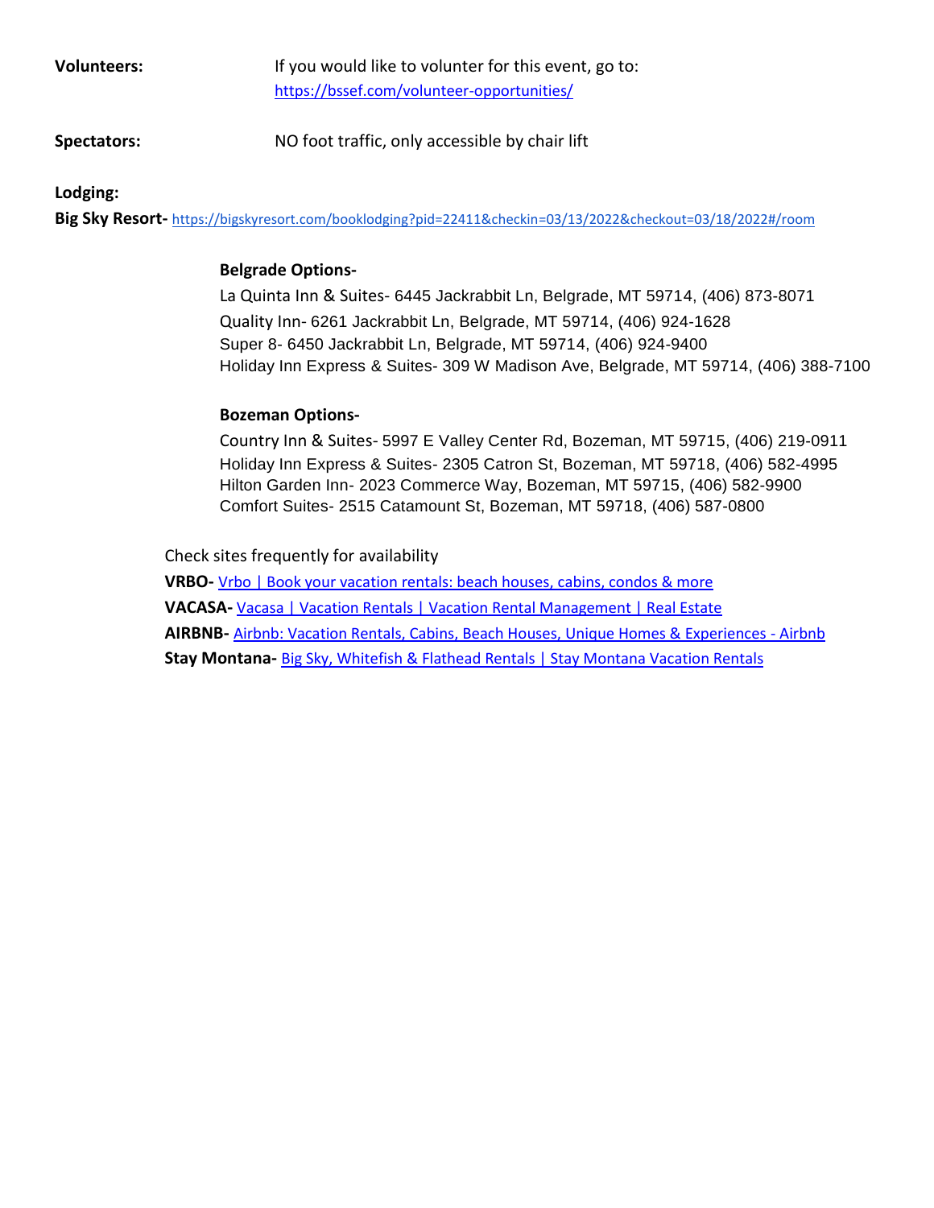**Volunteers:** If you would like to volunter for this event, go to: https://bssef.com/volunteer-opportunities/

**Spectators:** NO foot traffic, only accessible by chair lift

**Lodging:**

**Big Sky Resort-** https://bigskyresort.com/booklodging?pid=22411&checkin=03/13/2022&checkout=03/18/2022#/room

**Belgrade Options-**

La Quinta Inn & Suites- 6445 Jackrabbit Ln, Belgrade, MT 59714, (406) 873-8071
Quality Inn- 6261 Jackrabbit Ln, Belgrade, MT 59714, (406) 924-1628
Super 8- 6450 Jackrabbit Ln, Belgrade, MT 59714, (406) 924-9400
Holiday Inn Express & Suites- 309 W Madison Ave, Belgrade, MT 59714, (406) 388-7100

**Bozeman Options-**

Country Inn & Suites- 5997 E Valley Center Rd, Bozeman, MT 59715, (406) 219-0911
Holiday Inn Express & Suites- 2305 Catron St, Bozeman, MT 59718, (406) 582-4995
Hilton Garden Inn- 2023 Commerce Way, Bozeman, MT 59715, (406) 582-9900
Comfort Suites- 2515 Catamount St, Bozeman, MT 59718, (406) 587-0800

Check sites frequently for availability

**VRBO-** Vrbo | Book your vacation rentals: beach houses, cabins, condos & more
**VACASA-** Vacasa | Vacation Rentals | Vacation Rental Management | Real Estate
**AIRBNB-** Airbnb: Vacation Rentals, Cabins, Beach Houses, Unique Homes & Experiences - Airbnb
**Stay Montana-** Big Sky, Whitefish & Flathead Rentals | Stay Montana Vacation Rentals